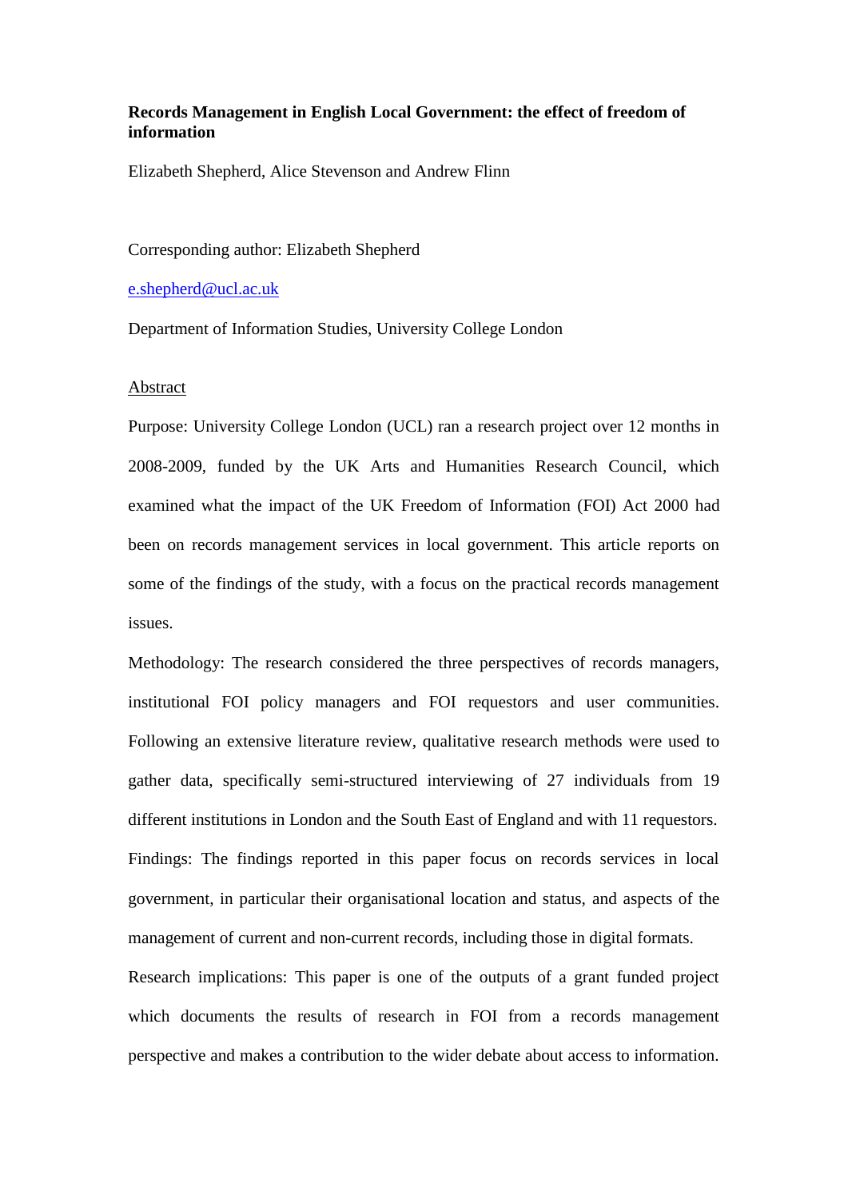**Records Management in English Local Government: the effect of freedom of information**

Elizabeth Shepherd, Alice Stevenson and Andrew Flinn

Corresponding author: Elizabeth Shepherd

e.shepherd@ucl.ac.uk

Department of Information Studies, University College London

Abstract

Purpose: University College London (UCL) ran a research project over 12 months in 2008-2009, funded by the UK Arts and Humanities Research Council, which examined what the impact of the UK Freedom of Information (FOI) Act 2000 had been on records management services in local government. This article reports on some of the findings of the study, with a focus on the practical records management issues.

Methodology: The research considered the three perspectives of records managers, institutional FOI policy managers and FOI requestors and user communities. Following an extensive literature review, qualitative research methods were used to gather data, specifically semi-structured interviewing of 27 individuals from 19 different institutions in London and the South East of England and with 11 requestors.

Findings: The findings reported in this paper focus on records services in local government, in particular their organisational location and status, and aspects of the management of current and non-current records, including those in digital formats.

Research implications: This paper is one of the outputs of a grant funded project which documents the results of research in FOI from a records management perspective and makes a contribution to the wider debate about access to information.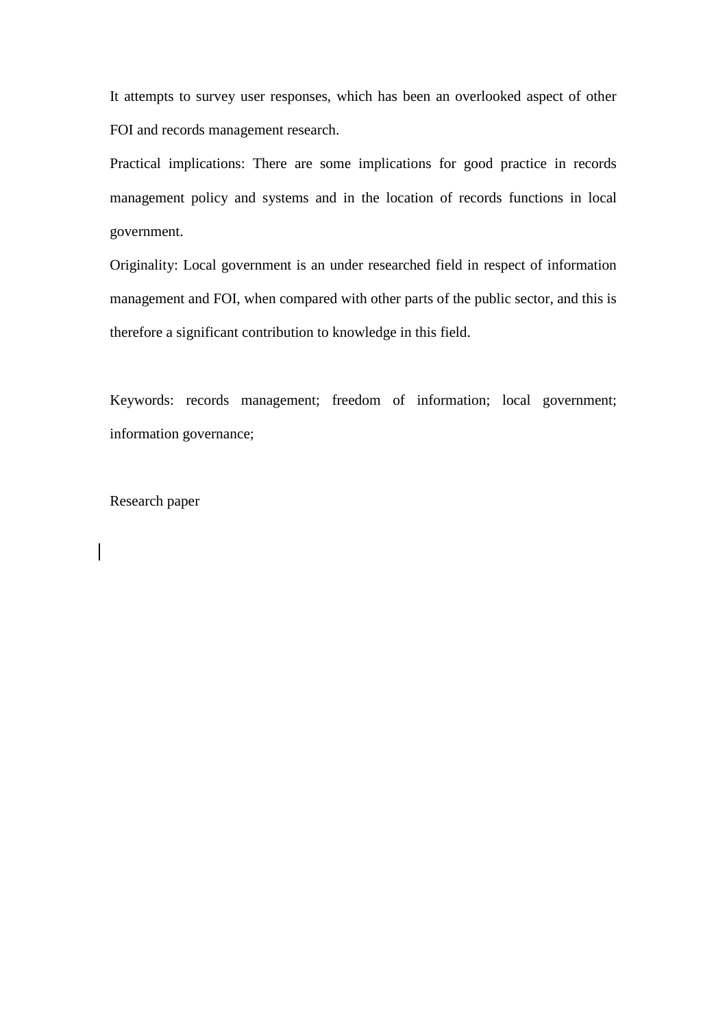It attempts to survey user responses, which has been an overlooked aspect of other FOI and records management research.

Practical implications: There are some implications for good practice in records management policy and systems and in the location of records functions in local government.

Originality: Local government is an under researched field in respect of information management and FOI, when compared with other parts of the public sector, and this is therefore a significant contribution to knowledge in this field.

Keywords: records management; freedom of information; local government; information governance;

Research paper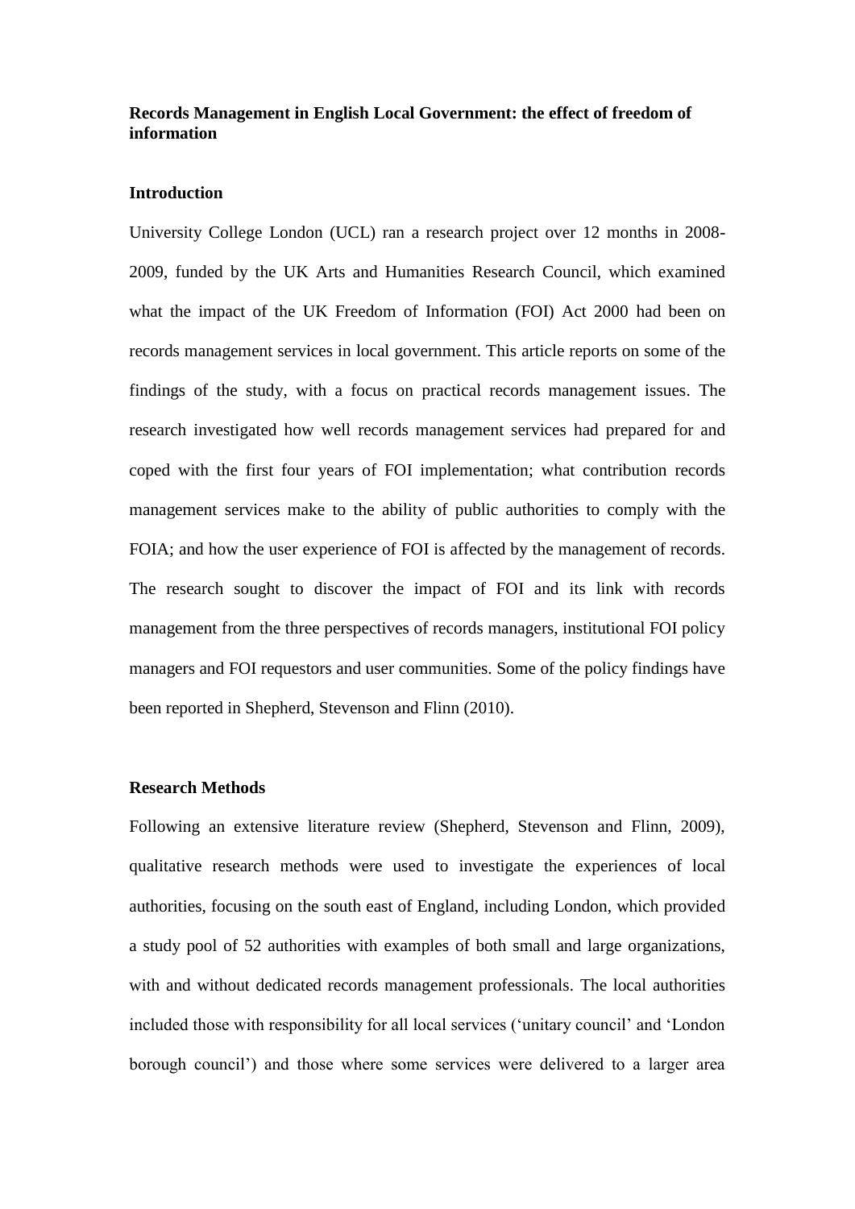**Records Management in English Local Government: the effect of freedom of information**

**Introduction**

University College London (UCL) ran a research project over 12 months in 2008-2009, funded by the UK Arts and Humanities Research Council, which examined what the impact of the UK Freedom of Information (FOI) Act 2000 had been on records management services in local government. This article reports on some of the findings of the study, with a focus on practical records management issues. The research investigated how well records management services had prepared for and coped with the first four years of FOI implementation; what contribution records management services make to the ability of public authorities to comply with the FOIA; and how the user experience of FOI is affected by the management of records. The research sought to discover the impact of FOI and its link with records management from the three perspectives of records managers, institutional FOI policy managers and FOI requestors and user communities. Some of the policy findings have been reported in Shepherd, Stevenson and Flinn (2010).

**Research Methods**

Following an extensive literature review (Shepherd, Stevenson and Flinn, 2009), qualitative research methods were used to investigate the experiences of local authorities, focusing on the south east of England, including London, which provided a study pool of 52 authorities with examples of both small and large organizations, with and without dedicated records management professionals. The local authorities included those with responsibility for all local services ('unitary council' and 'London borough council') and those where some services were delivered to a larger area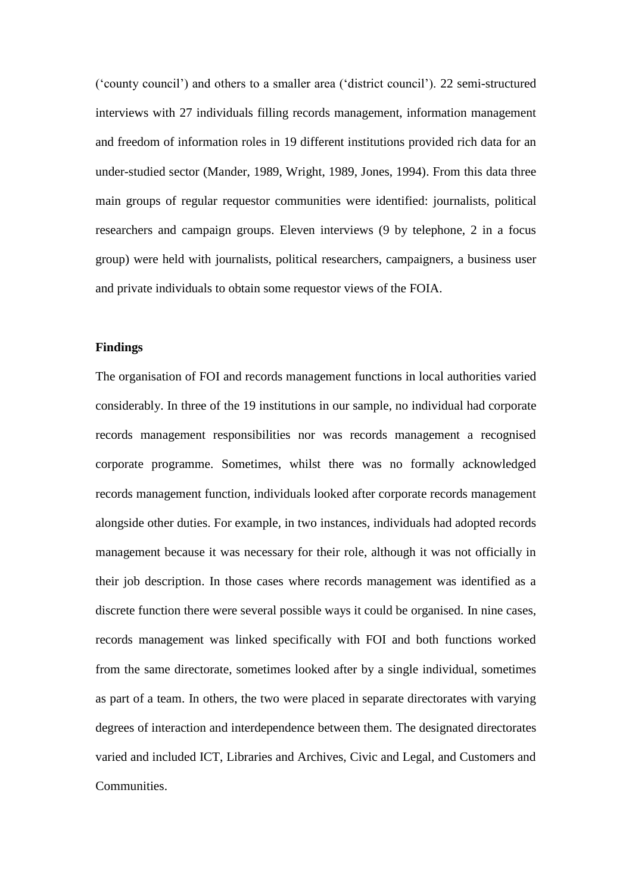('county council') and others to a smaller area ('district council'). 22 semi-structured interviews with 27 individuals filling records management, information management and freedom of information roles in 19 different institutions provided rich data for an under-studied sector (Mander, 1989, Wright, 1989, Jones, 1994). From this data three main groups of regular requestor communities were identified: journalists, political researchers and campaign groups. Eleven interviews (9 by telephone, 2 in a focus group) were held with journalists, political researchers, campaigners, a business user and private individuals to obtain some requestor views of the FOIA.

**Findings**

The organisation of FOI and records management functions in local authorities varied considerably. In three of the 19 institutions in our sample, no individual had corporate records management responsibilities nor was records management a recognised corporate programme. Sometimes, whilst there was no formally acknowledged records management function, individuals looked after corporate records management alongside other duties. For example, in two instances, individuals had adopted records management because it was necessary for their role, although it was not officially in their job description. In those cases where records management was identified as a discrete function there were several possible ways it could be organised. In nine cases, records management was linked specifically with FOI and both functions worked from the same directorate, sometimes looked after by a single individual, sometimes as part of a team. In others, the two were placed in separate directorates with varying degrees of interaction and interdependence between them. The designated directorates varied and included ICT, Libraries and Archives, Civic and Legal, and Customers and Communities.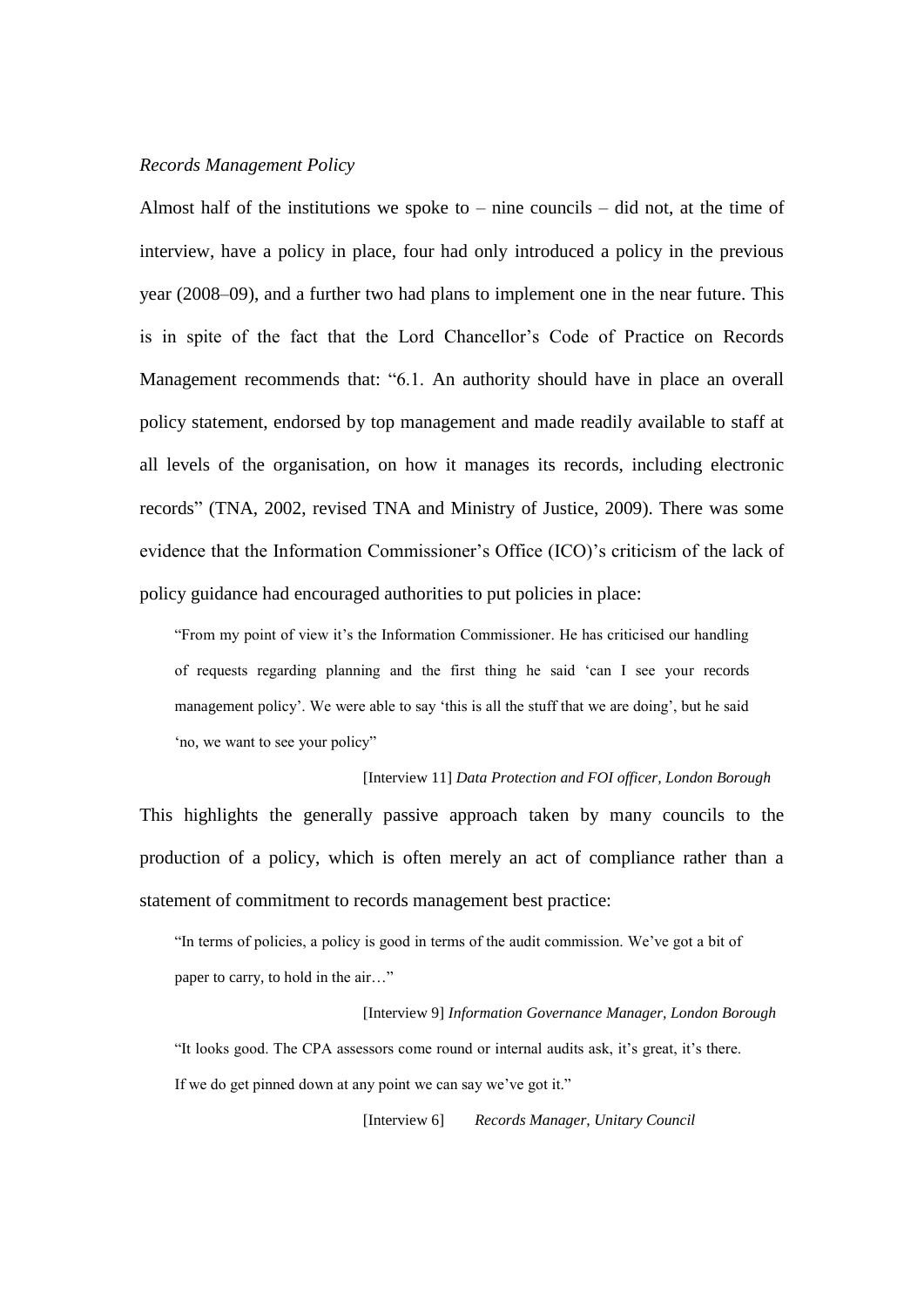*Records Management Policy*

Almost half of the institutions we spoke to – nine councils – did not, at the time of interview, have a policy in place, four had only introduced a policy in the previous year (2008–09), and a further two had plans to implement one in the near future. This is in spite of the fact that the Lord Chancellor's Code of Practice on Records Management recommends that: "6.1. An authority should have in place an overall policy statement, endorsed by top management and made readily available to staff at all levels of the organisation, on how it manages its records, including electronic records" (TNA, 2002, revised TNA and Ministry of Justice, 2009). There was some evidence that the Information Commissioner's Office (ICO)'s criticism of the lack of policy guidance had encouraged authorities to put policies in place:

> "From my point of view it's the Information Commissioner. He has criticised our handling of requests regarding planning and the first thing he said 'can I see your records management policy'. We were able to say 'this is all the stuff that we are doing', but he said 'no, we want to see your policy"
>
> [Interview 11] *Data Protection and FOI officer, London Borough*

This highlights the generally passive approach taken by many councils to the production of a policy, which is often merely an act of compliance rather than a statement of commitment to records management best practice:

> "In terms of policies, a policy is good in terms of the audit commission. We've got a bit of paper to carry, to hold in the air…"
>
> [Interview 9] *Information Governance Manager, London Borough*

> "It looks good. The CPA assessors come round or internal audits ask, it's great, it's there. If we do get pinned down at any point we can say we've got it."
>
> [Interview 6] *Records Manager, Unitary Council*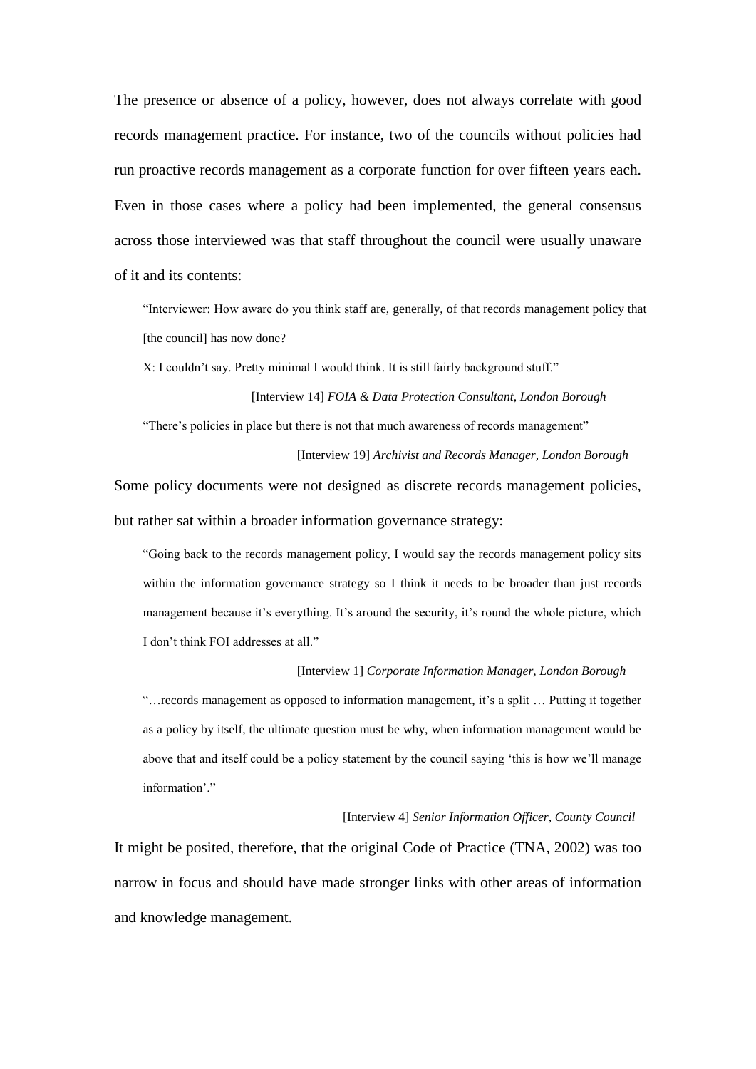The presence or absence of a policy, however, does not always correlate with good records management practice. For instance, two of the councils without policies had run proactive records management as a corporate function for over fifteen years each. Even in those cases where a policy had been implemented, the general consensus across those interviewed was that staff throughout the council were usually unaware of it and its contents:

> "Interviewer: How aware do you think staff are, generally, of that records management policy that [the council] has now done?
>
> X: I couldn't say. Pretty minimal I would think. It is still fairly background stuff."
>
> [Interview 14] *FOIA & Data Protection Consultant, London Borough*

> "There's policies in place but there is not that much awareness of records management"
>
> [Interview 19] *Archivist and Records Manager, London Borough*

Some policy documents were not designed as discrete records management policies, but rather sat within a broader information governance strategy:

> "Going back to the records management policy, I would say the records management policy sits within the information governance strategy so I think it needs to be broader than just records management because it's everything. It's around the security, it's round the whole picture, which I don't think FOI addresses at all."
>
> [Interview 1] *Corporate Information Manager, London Borough*

> "…records management as opposed to information management, it's a split … Putting it together as a policy by itself, the ultimate question must be why, when information management would be above that and itself could be a policy statement by the council saying 'this is how we'll manage information'."
>
> [Interview 4] *Senior Information Officer, County Council*

It might be posited, therefore, that the original Code of Practice (TNA, 2002) was too narrow in focus and should have made stronger links with other areas of information and knowledge management.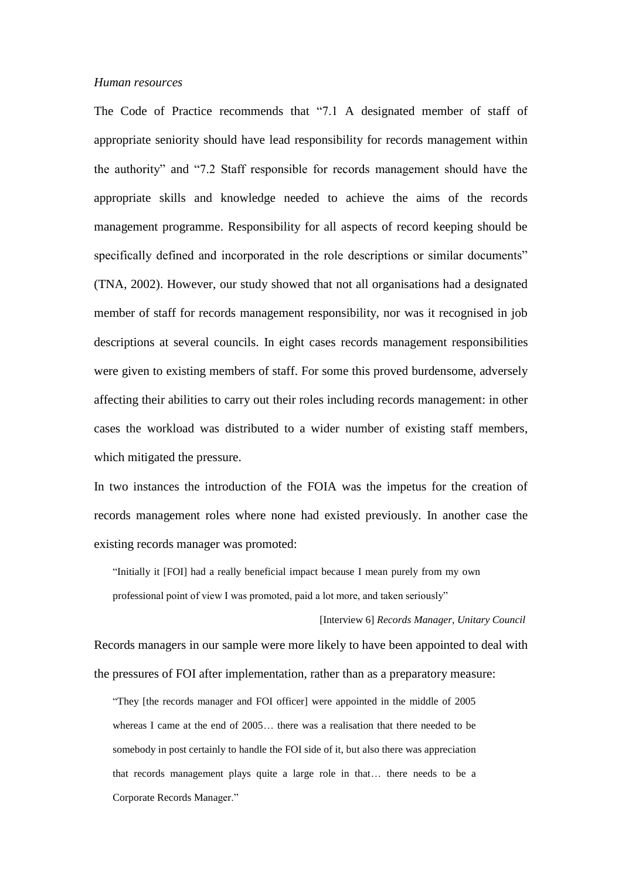*Human resources*

The Code of Practice recommends that "7.1 A designated member of staff of appropriate seniority should have lead responsibility for records management within the authority" and "7.2 Staff responsible for records management should have the appropriate skills and knowledge needed to achieve the aims of the records management programme. Responsibility for all aspects of record keeping should be specifically defined and incorporated in the role descriptions or similar documents" (TNA, 2002). However, our study showed that not all organisations had a designated member of staff for records management responsibility, nor was it recognised in job descriptions at several councils. In eight cases records management responsibilities were given to existing members of staff. For some this proved burdensome, adversely affecting their abilities to carry out their roles including records management: in other cases the workload was distributed to a wider number of existing staff members, which mitigated the pressure.

In two instances the introduction of the FOIA was the impetus for the creation of records management roles where none had existed previously. In another case the existing records manager was promoted:

> "Initially it [FOI] had a really beneficial impact because I mean purely from my own professional point of view I was promoted, paid a lot more, and taken seriously"
>
> [Interview 6] *Records Manager, Unitary Council*

Records managers in our sample were more likely to have been appointed to deal with the pressures of FOI after implementation, rather than as a preparatory measure:

> "They [the records manager and FOI officer] were appointed in the middle of 2005 whereas I came at the end of 2005… there was a realisation that there needed to be somebody in post certainly to handle the FOI side of it, but also there was appreciation that records management plays quite a large role in that… there needs to be a Corporate Records Manager."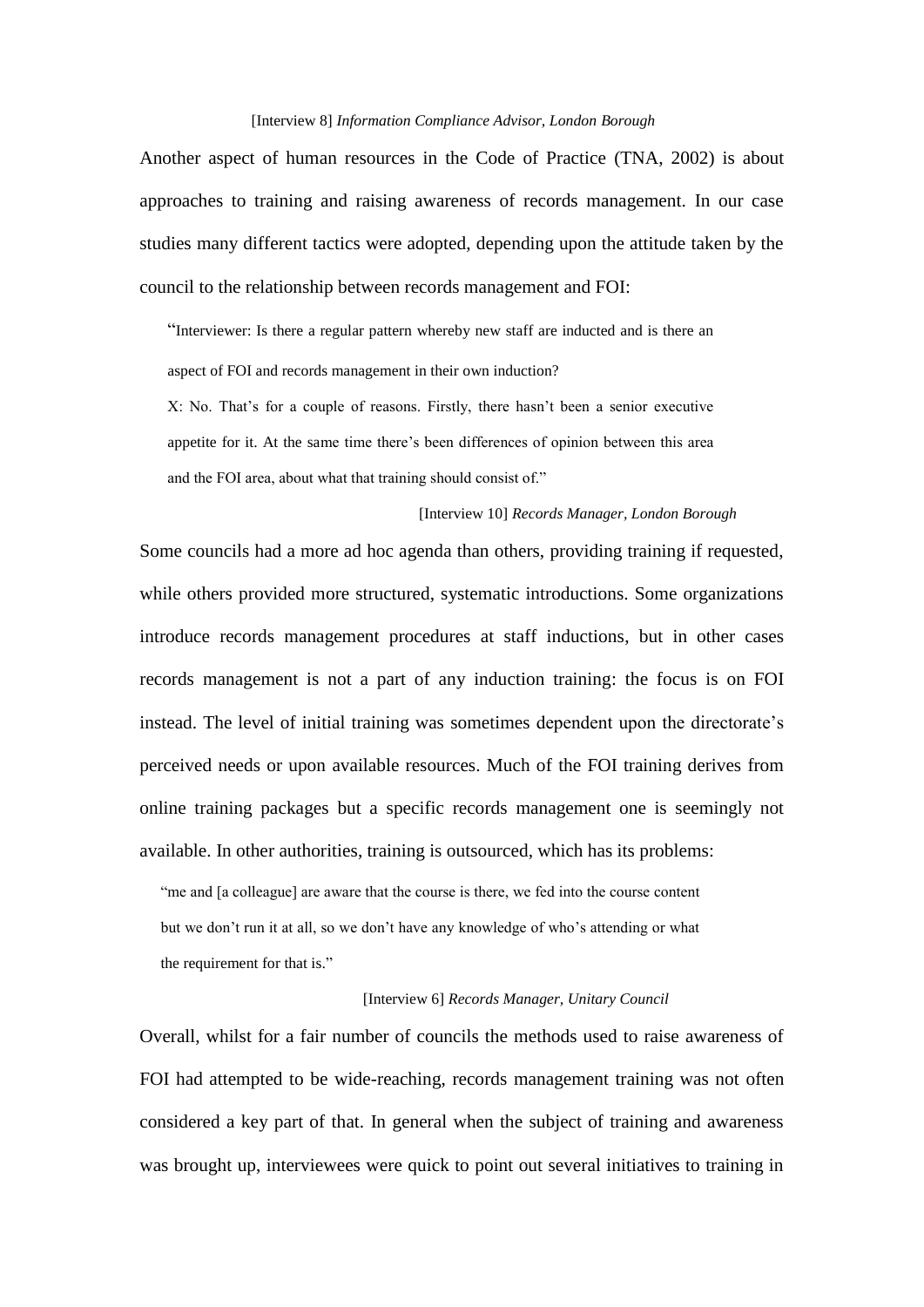[Interview 8] *Information Compliance Advisor, London Borough*

Another aspect of human resources in the Code of Practice (TNA, 2002) is about approaches to training and raising awareness of records management. In our case studies many different tactics were adopted, depending upon the attitude taken by the council to the relationship between records management and FOI:

> "Interviewer: Is there a regular pattern whereby new staff are inducted and is there an aspect of FOI and records management in their own induction?
>
> X: No. That's for a couple of reasons. Firstly, there hasn't been a senior executive appetite for it. At the same time there's been differences of opinion between this area and the FOI area, about what that training should consist of."
>
> [Interview 10] *Records Manager, London Borough*

Some councils had a more ad hoc agenda than others, providing training if requested, while others provided more structured, systematic introductions. Some organizations introduce records management procedures at staff inductions, but in other cases records management is not a part of any induction training: the focus is on FOI instead. The level of initial training was sometimes dependent upon the directorate's perceived needs or upon available resources. Much of the FOI training derives from online training packages but a specific records management one is seemingly not available. In other authorities, training is outsourced, which has its problems:

> "me and [a colleague] are aware that the course is there, we fed into the course content but we don't run it at all, so we don't have any knowledge of who's attending or what the requirement for that is."
>
> [Interview 6] *Records Manager, Unitary Council*

Overall, whilst for a fair number of councils the methods used to raise awareness of FOI had attempted to be wide-reaching, records management training was not often considered a key part of that. In general when the subject of training and awareness was brought up, interviewees were quick to point out several initiatives to training in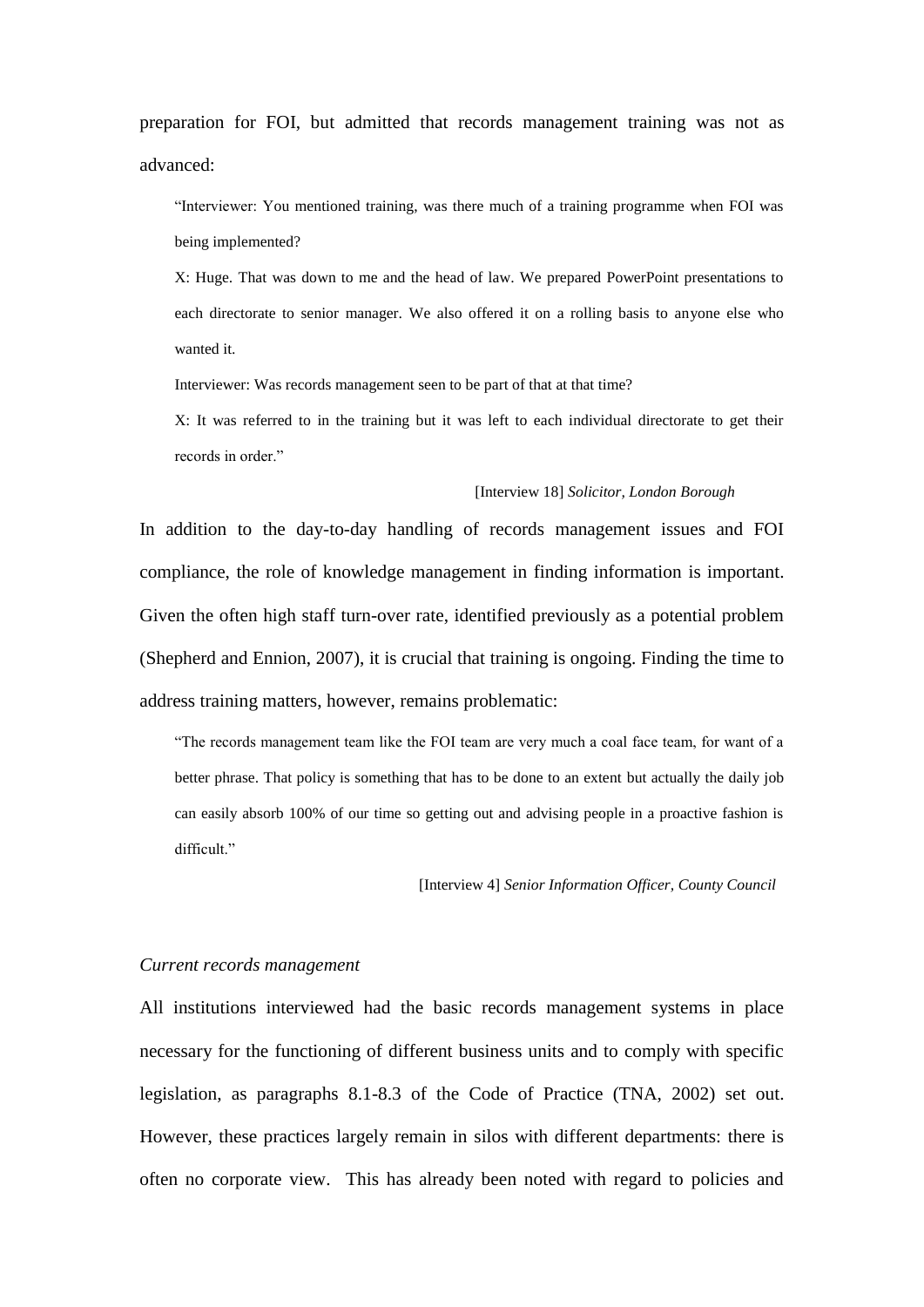preparation for FOI, but admitted that records management training was not as advanced:

> "Interviewer: You mentioned training, was there much of a training programme when FOI was being implemented?
>
> X: Huge. That was down to me and the head of law. We prepared PowerPoint presentations to each directorate to senior manager. We also offered it on a rolling basis to anyone else who wanted it.
>
> Interviewer: Was records management seen to be part of that at that time?
>
> X: It was referred to in the training but it was left to each individual directorate to get their records in order."
>
> [Interview 18] *Solicitor, London Borough*

In addition to the day-to-day handling of records management issues and FOI compliance, the role of knowledge management in finding information is important. Given the often high staff turn-over rate, identified previously as a potential problem (Shepherd and Ennion, 2007), it is crucial that training is ongoing. Finding the time to address training matters, however, remains problematic:

> "The records management team like the FOI team are very much a coal face team, for want of a better phrase. That policy is something that has to be done to an extent but actually the daily job can easily absorb 100% of our time so getting out and advising people in a proactive fashion is difficult."
>
> [Interview 4] *Senior Information Officer, County Council*

*Current records management*

All institutions interviewed had the basic records management systems in place necessary for the functioning of different business units and to comply with specific legislation, as paragraphs 8.1-8.3 of the Code of Practice (TNA, 2002) set out. However, these practices largely remain in silos with different departments: there is often no corporate view. This has already been noted with regard to policies and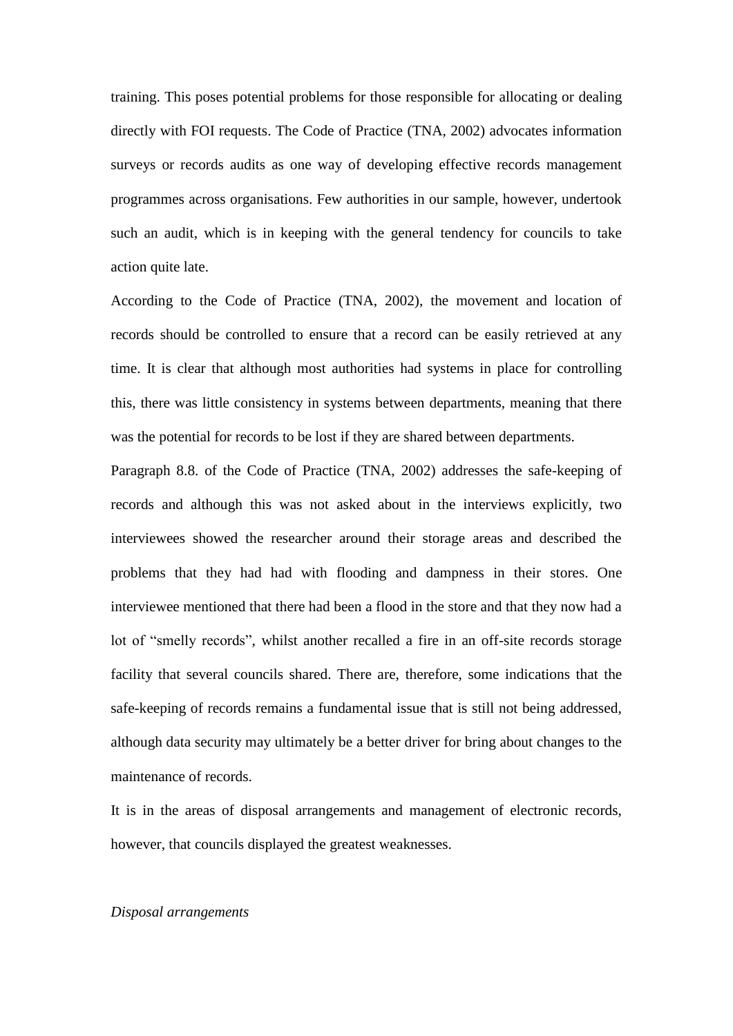training. This poses potential problems for those responsible for allocating or dealing directly with FOI requests. The Code of Practice (TNA, 2002) advocates information surveys or records audits as one way of developing effective records management programmes across organisations. Few authorities in our sample, however, undertook such an audit, which is in keeping with the general tendency for councils to take action quite late.

According to the Code of Practice (TNA, 2002), the movement and location of records should be controlled to ensure that a record can be easily retrieved at any time. It is clear that although most authorities had systems in place for controlling this, there was little consistency in systems between departments, meaning that there was the potential for records to be lost if they are shared between departments.

Paragraph 8.8. of the Code of Practice (TNA, 2002) addresses the safe-keeping of records and although this was not asked about in the interviews explicitly, two interviewees showed the researcher around their storage areas and described the problems that they had had with flooding and dampness in their stores. One interviewee mentioned that there had been a flood in the store and that they now had a lot of "smelly records", whilst another recalled a fire in an off-site records storage facility that several councils shared. There are, therefore, some indications that the safe-keeping of records remains a fundamental issue that is still not being addressed, although data security may ultimately be a better driver for bring about changes to the maintenance of records.

It is in the areas of disposal arrangements and management of electronic records, however, that councils displayed the greatest weaknesses.

*Disposal arrangements*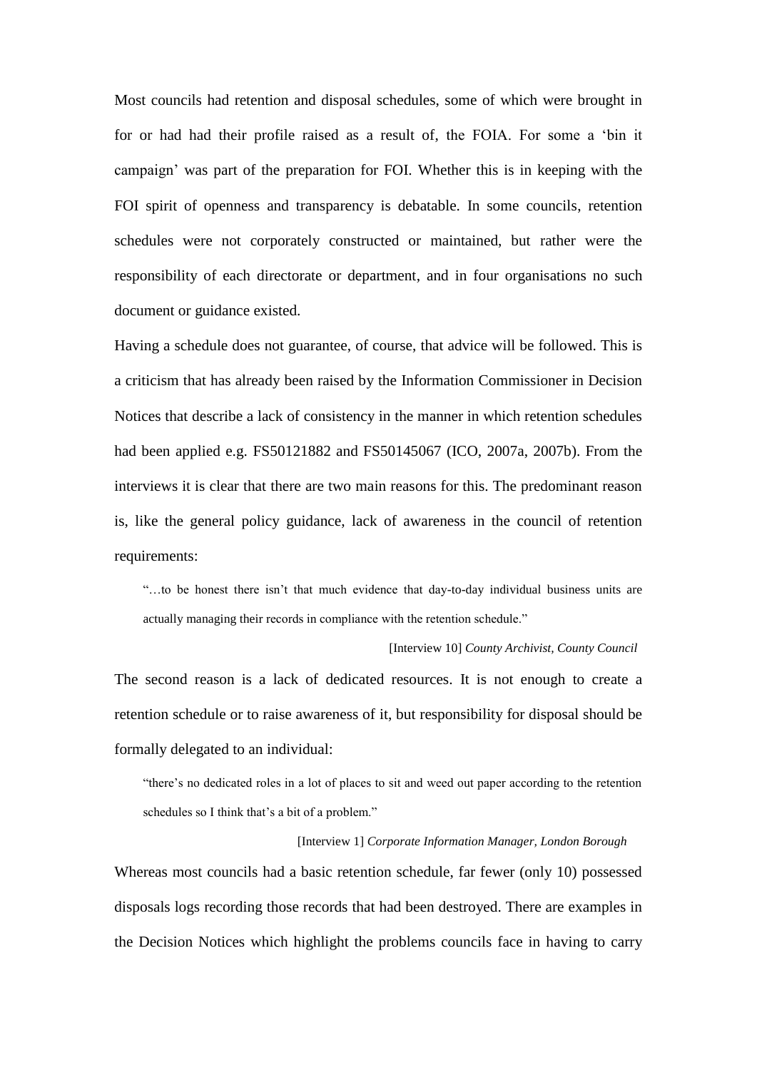Most councils had retention and disposal schedules, some of which were brought in for or had had their profile raised as a result of, the FOIA. For some a 'bin it campaign' was part of the preparation for FOI. Whether this is in keeping with the FOI spirit of openness and transparency is debatable. In some councils, retention schedules were not corporately constructed or maintained, but rather were the responsibility of each directorate or department, and in four organisations no such document or guidance existed.

Having a schedule does not guarantee, of course, that advice will be followed. This is a criticism that has already been raised by the Information Commissioner in Decision Notices that describe a lack of consistency in the manner in which retention schedules had been applied e.g. FS50121882 and FS50145067 (ICO, 2007a, 2007b). From the interviews it is clear that there are two main reasons for this. The predominant reason is, like the general policy guidance, lack of awareness in the council of retention requirements:

> "…to be honest there isn't that much evidence that day-to-day individual business units are actually managing their records in compliance with the retention schedule."
>
> [Interview 10] *County Archivist, County Council*

The second reason is a lack of dedicated resources. It is not enough to create a retention schedule or to raise awareness of it, but responsibility for disposal should be formally delegated to an individual:

> "there's no dedicated roles in a lot of places to sit and weed out paper according to the retention schedules so I think that's a bit of a problem."
>
> [Interview 1] *Corporate Information Manager, London Borough*

Whereas most councils had a basic retention schedule, far fewer (only 10) possessed disposals logs recording those records that had been destroyed. There are examples in the Decision Notices which highlight the problems councils face in having to carry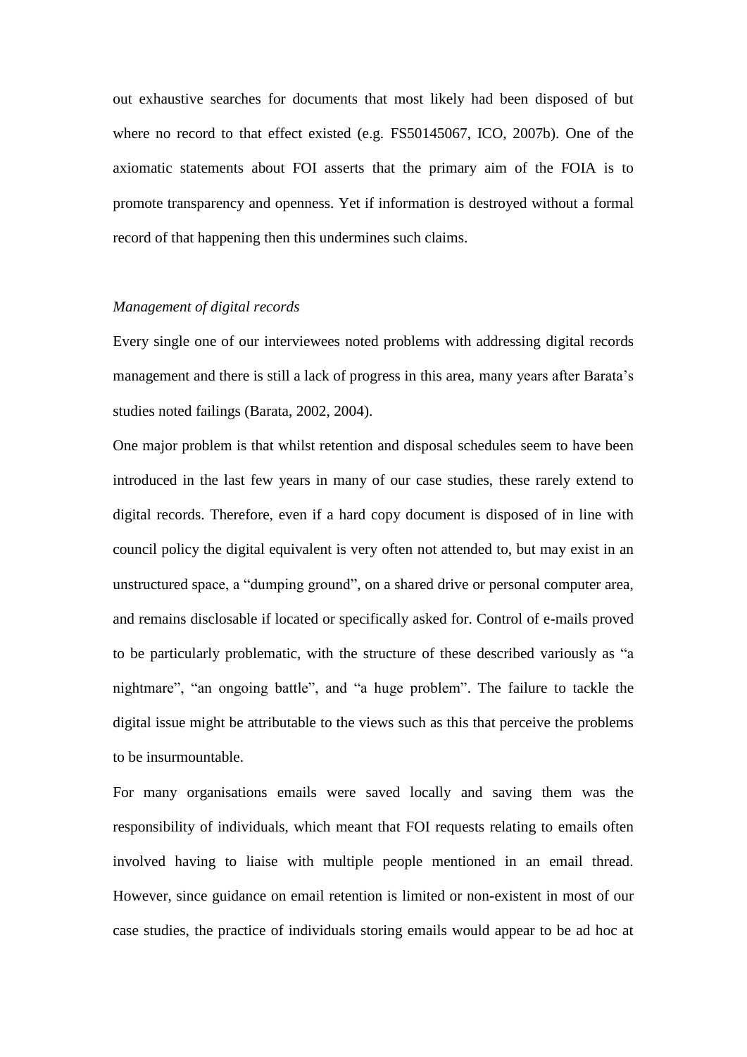out exhaustive searches for documents that most likely had been disposed of but where no record to that effect existed (e.g. FS50145067, ICO, 2007b). One of the axiomatic statements about FOI asserts that the primary aim of the FOIA is to promote transparency and openness. Yet if information is destroyed without a formal record of that happening then this undermines such claims.

*Management of digital records*

Every single one of our interviewees noted problems with addressing digital records management and there is still a lack of progress in this area, many years after Barata's studies noted failings (Barata, 2002, 2004).

One major problem is that whilst retention and disposal schedules seem to have been introduced in the last few years in many of our case studies, these rarely extend to digital records. Therefore, even if a hard copy document is disposed of in line with council policy the digital equivalent is very often not attended to, but may exist in an unstructured space, a "dumping ground", on a shared drive or personal computer area, and remains disclosable if located or specifically asked for. Control of e-mails proved to be particularly problematic, with the structure of these described variously as "a nightmare", "an ongoing battle", and "a huge problem". The failure to tackle the digital issue might be attributable to the views such as this that perceive the problems to be insurmountable.

For many organisations emails were saved locally and saving them was the responsibility of individuals, which meant that FOI requests relating to emails often involved having to liaise with multiple people mentioned in an email thread. However, since guidance on email retention is limited or non-existent in most of our case studies, the practice of individuals storing emails would appear to be ad hoc at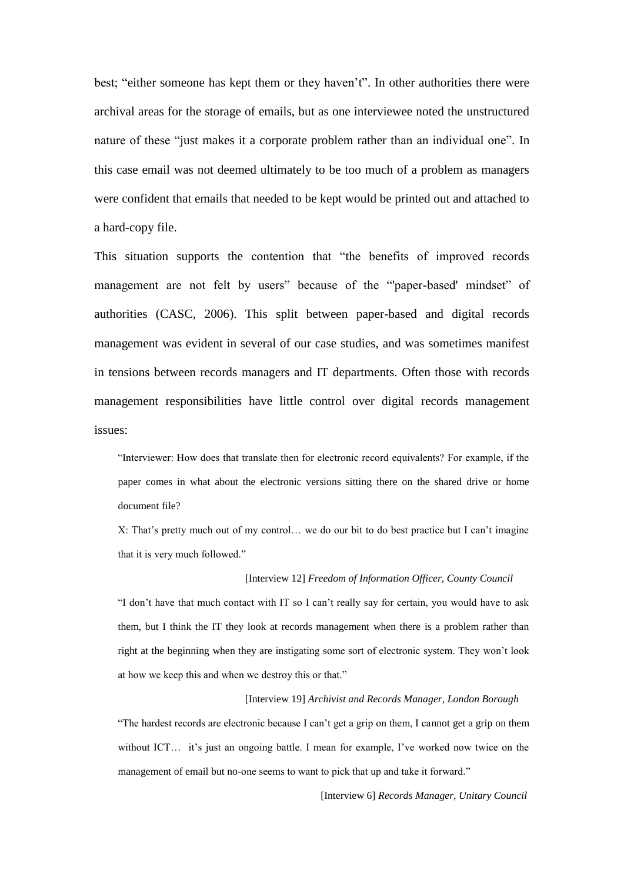best; "either someone has kept them or they haven't". In other authorities there were archival areas for the storage of emails, but as one interviewee noted the unstructured nature of these "just makes it a corporate problem rather than an individual one". In this case email was not deemed ultimately to be too much of a problem as managers were confident that emails that needed to be kept would be printed out and attached to a hard-copy file.

This situation supports the contention that "the benefits of improved records management are not felt by users" because of the "'paper-based' mindset" of authorities (CASC, 2006). This split between paper-based and digital records management was evident in several of our case studies, and was sometimes manifest in tensions between records managers and IT departments. Often those with records management responsibilities have little control over digital records management issues:

> "Interviewer: How does that translate then for electronic record equivalents? For example, if the paper comes in what about the electronic versions sitting there on the shared drive or home document file?
>
> X: That's pretty much out of my control… we do our bit to do best practice but I can't imagine that it is very much followed."
>
> [Interview 12] *Freedom of Information Officer, County Council*

> "I don't have that much contact with IT so I can't really say for certain, you would have to ask them, but I think the IT they look at records management when there is a problem rather than right at the beginning when they are instigating some sort of electronic system. They won't look at how we keep this and when we destroy this or that."
>
> [Interview 19] *Archivist and Records Manager, London Borough*

> "The hardest records are electronic because I can't get a grip on them, I cannot get a grip on them without ICT… it's just an ongoing battle. I mean for example, I've worked now twice on the management of email but no-one seems to want to pick that up and take it forward."
>
> [Interview 6] *Records Manager, Unitary Council*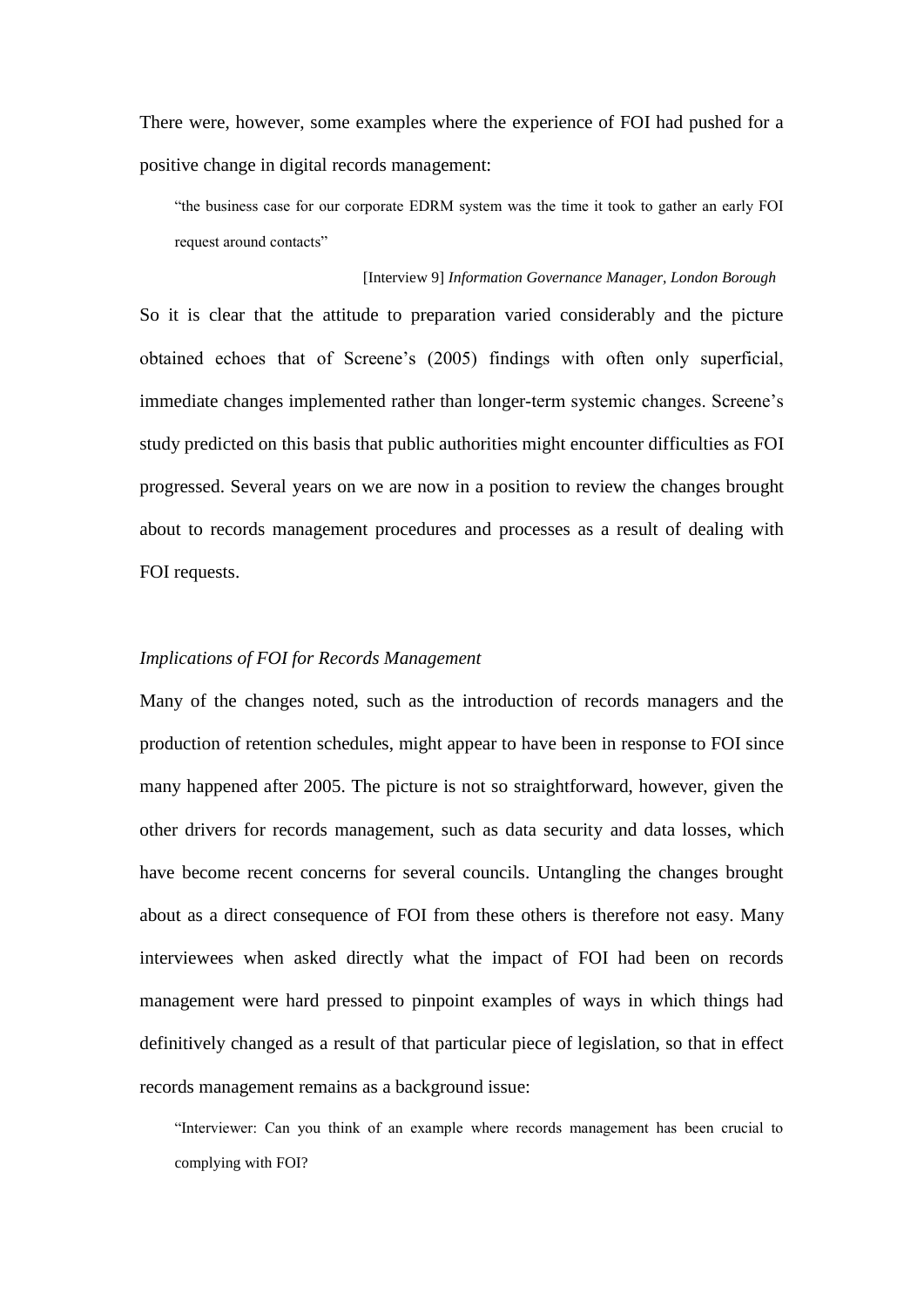There were, however, some examples where the experience of FOI had pushed for a positive change in digital records management:

> "the business case for our corporate EDRM system was the time it took to gather an early FOI request around contacts"
>
> [Interview 9] *Information Governance Manager, London Borough*

So it is clear that the attitude to preparation varied considerably and the picture obtained echoes that of Screene's (2005) findings with often only superficial, immediate changes implemented rather than longer-term systemic changes. Screene's study predicted on this basis that public authorities might encounter difficulties as FOI progressed. Several years on we are now in a position to review the changes brought about to records management procedures and processes as a result of dealing with FOI requests.

*Implications of FOI for Records Management*

Many of the changes noted, such as the introduction of records managers and the production of retention schedules, might appear to have been in response to FOI since many happened after 2005. The picture is not so straightforward, however, given the other drivers for records management, such as data security and data losses, which have become recent concerns for several councils. Untangling the changes brought about as a direct consequence of FOI from these others is therefore not easy. Many interviewees when asked directly what the impact of FOI had been on records management were hard pressed to pinpoint examples of ways in which things had definitively changed as a result of that particular piece of legislation, so that in effect records management remains as a background issue:

> "Interviewer: Can you think of an example where records management has been crucial to complying with FOI?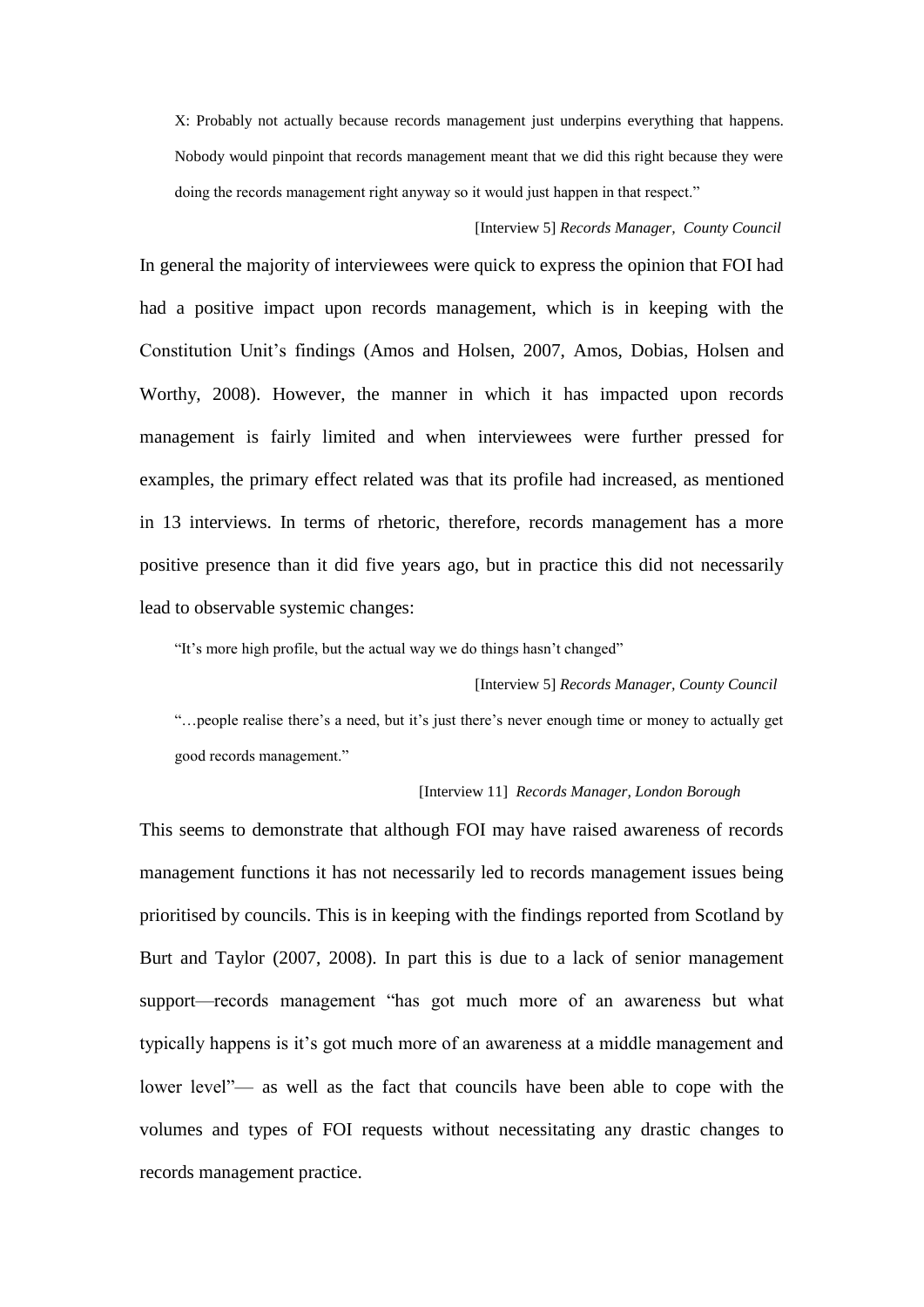> X: Probably not actually because records management just underpins everything that happens. Nobody would pinpoint that records management meant that we did this right because they were doing the records management right anyway so it would just happen in that respect."
>
> [Interview 5] *Records Manager, County Council*

In general the majority of interviewees were quick to express the opinion that FOI had had a positive impact upon records management, which is in keeping with the Constitution Unit's findings (Amos and Holsen, 2007, Amos, Dobias, Holsen and Worthy, 2008). However, the manner in which it has impacted upon records management is fairly limited and when interviewees were further pressed for examples, the primary effect related was that its profile had increased, as mentioned in 13 interviews. In terms of rhetoric, therefore, records management has a more positive presence than it did five years ago, but in practice this did not necessarily lead to observable systemic changes:

> "It's more high profile, but the actual way we do things hasn't changed"
>
> [Interview 5] *Records Manager, County Council*
>
> "…people realise there's a need, but it's just there's never enough time or money to actually get good records management."
>
> [Interview 11] *Records Manager, London Borough*

This seems to demonstrate that although FOI may have raised awareness of records management functions it has not necessarily led to records management issues being prioritised by councils. This is in keeping with the findings reported from Scotland by Burt and Taylor (2007, 2008). In part this is due to a lack of senior management support—records management "has got much more of an awareness but what typically happens is it's got much more of an awareness at a middle management and lower level"— as well as the fact that councils have been able to cope with the volumes and types of FOI requests without necessitating any drastic changes to records management practice.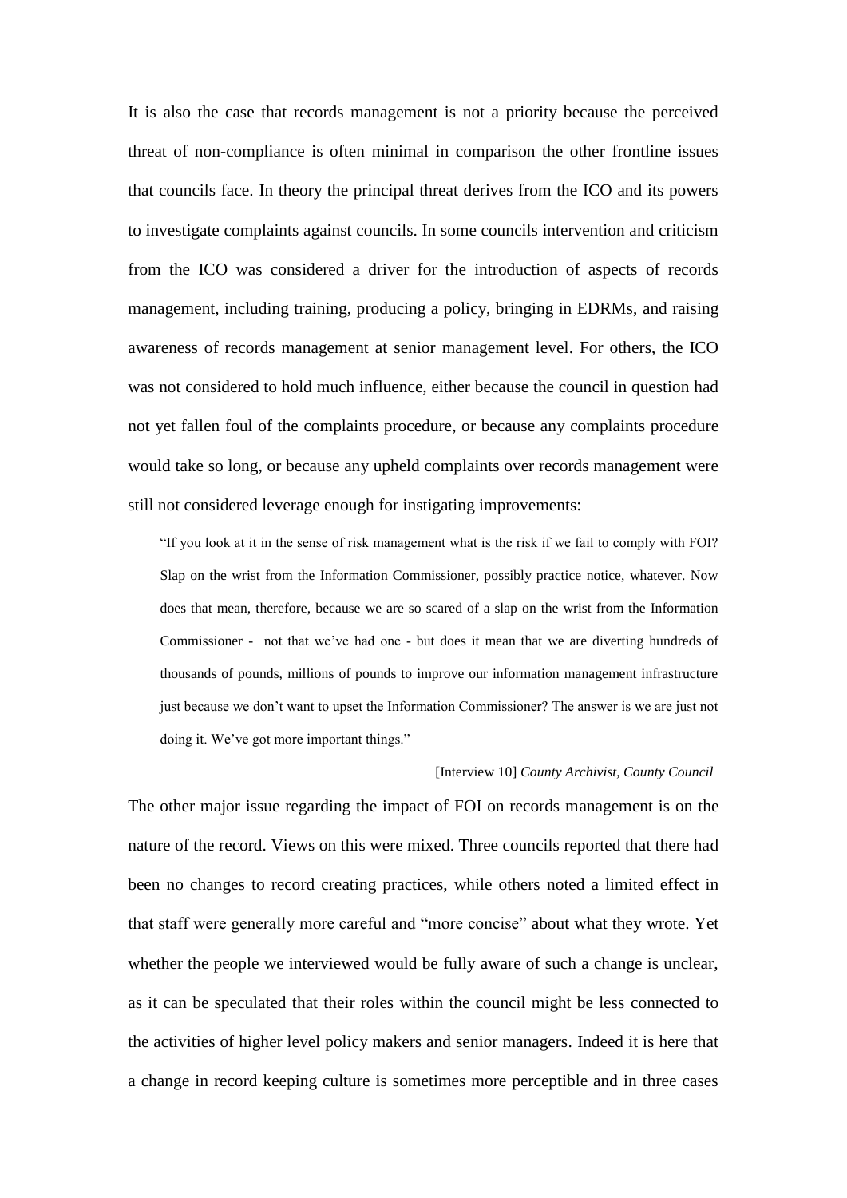It is also the case that records management is not a priority because the perceived threat of non-compliance is often minimal in comparison the other frontline issues that councils face. In theory the principal threat derives from the ICO and its powers to investigate complaints against councils. In some councils intervention and criticism from the ICO was considered a driver for the introduction of aspects of records management, including training, producing a policy, bringing in EDRMs, and raising awareness of records management at senior management level. For others, the ICO was not considered to hold much influence, either because the council in question had not yet fallen foul of the complaints procedure, or because any complaints procedure would take so long, or because any upheld complaints over records management were still not considered leverage enough for instigating improvements:

> "If you look at it in the sense of risk management what is the risk if we fail to comply with FOI? Slap on the wrist from the Information Commissioner, possibly practice notice, whatever. Now does that mean, therefore, because we are so scared of a slap on the wrist from the Information Commissioner - not that we've had one - but does it mean that we are diverting hundreds of thousands of pounds, millions of pounds to improve our information management infrastructure just because we don't want to upset the Information Commissioner? The answer is we are just not doing it. We've got more important things."
>
> [Interview 10] *County Archivist, County Council*

The other major issue regarding the impact of FOI on records management is on the nature of the record. Views on this were mixed. Three councils reported that there had been no changes to record creating practices, while others noted a limited effect in that staff were generally more careful and "more concise" about what they wrote. Yet whether the people we interviewed would be fully aware of such a change is unclear, as it can be speculated that their roles within the council might be less connected to the activities of higher level policy makers and senior managers. Indeed it is here that a change in record keeping culture is sometimes more perceptible and in three cases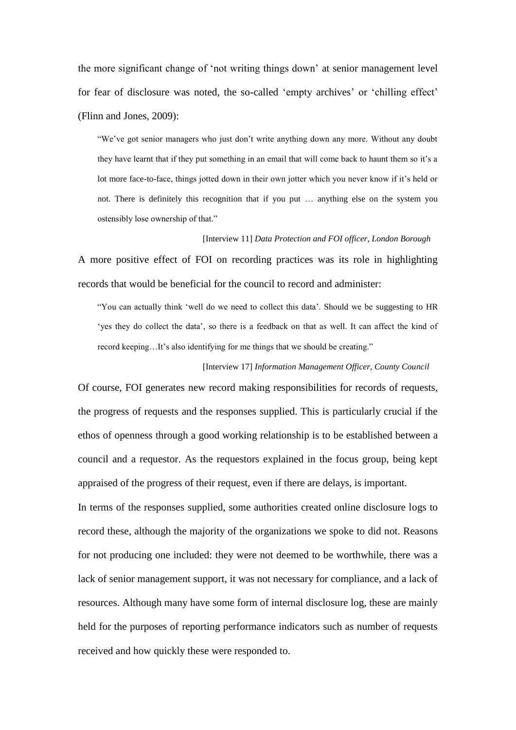the more significant change of 'not writing things down' at senior management level for fear of disclosure was noted, the so-called 'empty archives' or 'chilling effect' (Flinn and Jones, 2009):

> "We've got senior managers who just don't write anything down any more. Without any doubt they have learnt that if they put something in an email that will come back to haunt them so it's a lot more face-to-face, things jotted down in their own jotter which you never know if it's held or not. There is definitely this recognition that if you put … anything else on the system you ostensibly lose ownership of that."
>
> [Interview 11] *Data Protection and FOI officer, London Borough*

A more positive effect of FOI on recording practices was its role in highlighting records that would be beneficial for the council to record and administer:

> "You can actually think 'well do we need to collect this data'. Should we be suggesting to HR 'yes they do collect the data', so there is a feedback on that as well. It can affect the kind of record keeping…It's also identifying for me things that we should be creating."
>
> [Interview 17] *Information Management Officer, County Council*

Of course, FOI generates new record making responsibilities for records of requests, the progress of requests and the responses supplied. This is particularly crucial if the ethos of openness through a good working relationship is to be established between a council and a requestor. As the requestors explained in the focus group, being kept appraised of the progress of their request, even if there are delays, is important.

In terms of the responses supplied, some authorities created online disclosure logs to record these, although the majority of the organizations we spoke to did not. Reasons for not producing one included: they were not deemed to be worthwhile, there was a lack of senior management support, it was not necessary for compliance, and a lack of resources. Although many have some form of internal disclosure log, these are mainly held for the purposes of reporting performance indicators such as number of requests received and how quickly these were responded to.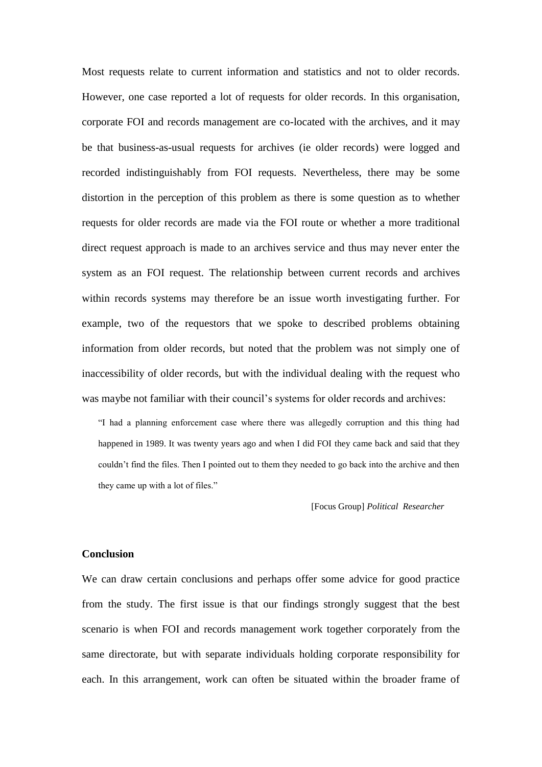Most requests relate to current information and statistics and not to older records. However, one case reported a lot of requests for older records. In this organisation, corporate FOI and records management are co-located with the archives, and it may be that business-as-usual requests for archives (ie older records) were logged and recorded indistinguishably from FOI requests. Nevertheless, there may be some distortion in the perception of this problem as there is some question as to whether requests for older records are made via the FOI route or whether a more traditional direct request approach is made to an archives service and thus may never enter the system as an FOI request. The relationship between current records and archives within records systems may therefore be an issue worth investigating further. For example, two of the requestors that we spoke to described problems obtaining information from older records, but noted that the problem was not simply one of inaccessibility of older records, but with the individual dealing with the request who was maybe not familiar with their council's systems for older records and archives:

> "I had a planning enforcement case where there was allegedly corruption and this thing had happened in 1989. It was twenty years ago and when I did FOI they came back and said that they couldn't find the files. Then I pointed out to them they needed to go back into the archive and then they came up with a lot of files."
>
> [Focus Group] *Political Researcher*

**Conclusion**

We can draw certain conclusions and perhaps offer some advice for good practice from the study. The first issue is that our findings strongly suggest that the best scenario is when FOI and records management work together corporately from the same directorate, but with separate individuals holding corporate responsibility for each. In this arrangement, work can often be situated within the broader frame of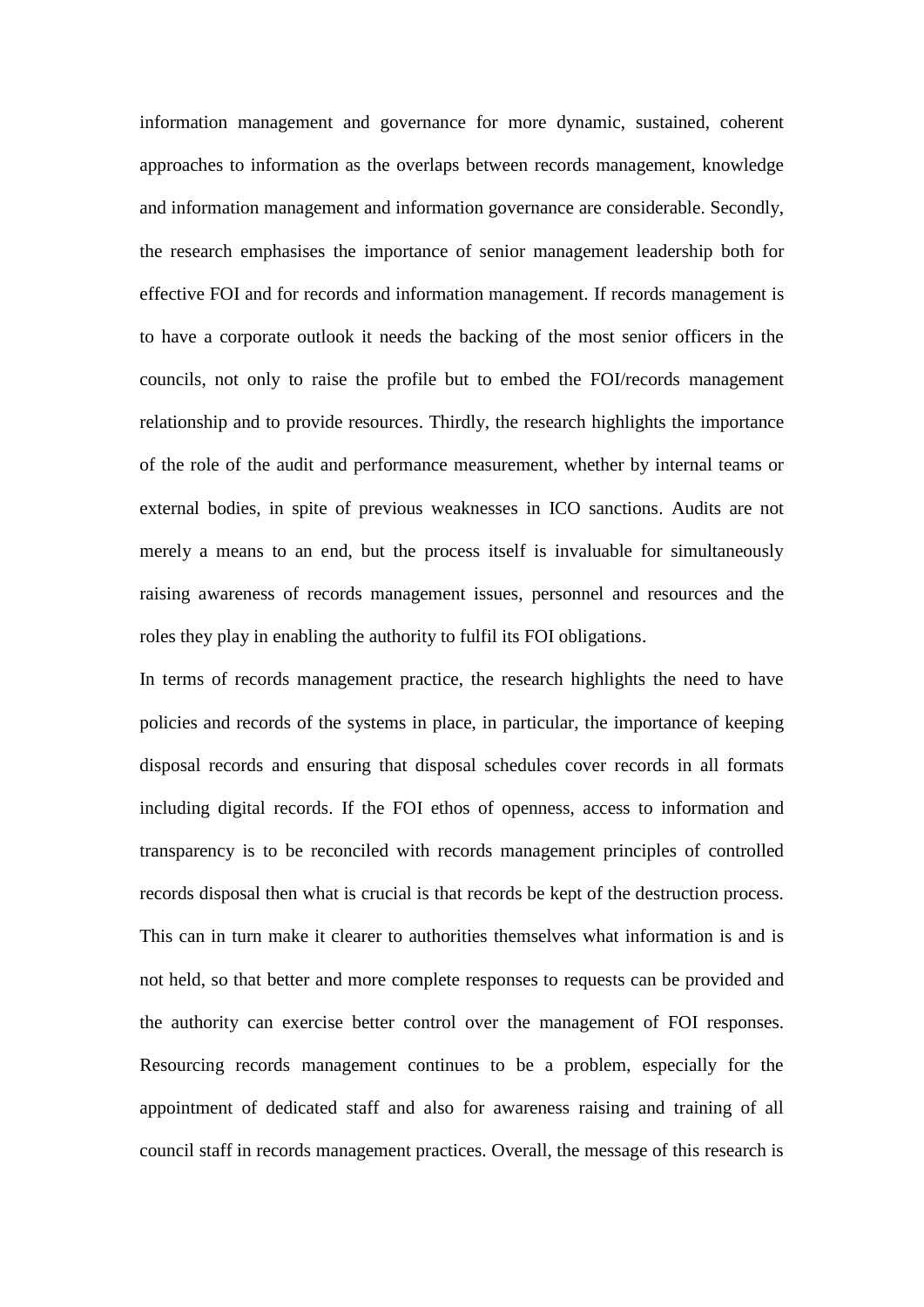information management and governance for more dynamic, sustained, coherent approaches to information as the overlaps between records management, knowledge and information management and information governance are considerable. Secondly, the research emphasises the importance of senior management leadership both for effective FOI and for records and information management. If records management is to have a corporate outlook it needs the backing of the most senior officers in the councils, not only to raise the profile but to embed the FOI/records management relationship and to provide resources. Thirdly, the research highlights the importance of the role of the audit and performance measurement, whether by internal teams or external bodies, in spite of previous weaknesses in ICO sanctions. Audits are not merely a means to an end, but the process itself is invaluable for simultaneously raising awareness of records management issues, personnel and resources and the roles they play in enabling the authority to fulfil its FOI obligations.

In terms of records management practice, the research highlights the need to have policies and records of the systems in place, in particular, the importance of keeping disposal records and ensuring that disposal schedules cover records in all formats including digital records. If the FOI ethos of openness, access to information and transparency is to be reconciled with records management principles of controlled records disposal then what is crucial is that records be kept of the destruction process. This can in turn make it clearer to authorities themselves what information is and is not held, so that better and more complete responses to requests can be provided and the authority can exercise better control over the management of FOI responses. Resourcing records management continues to be a problem, especially for the appointment of dedicated staff and also for awareness raising and training of all council staff in records management practices. Overall, the message of this research is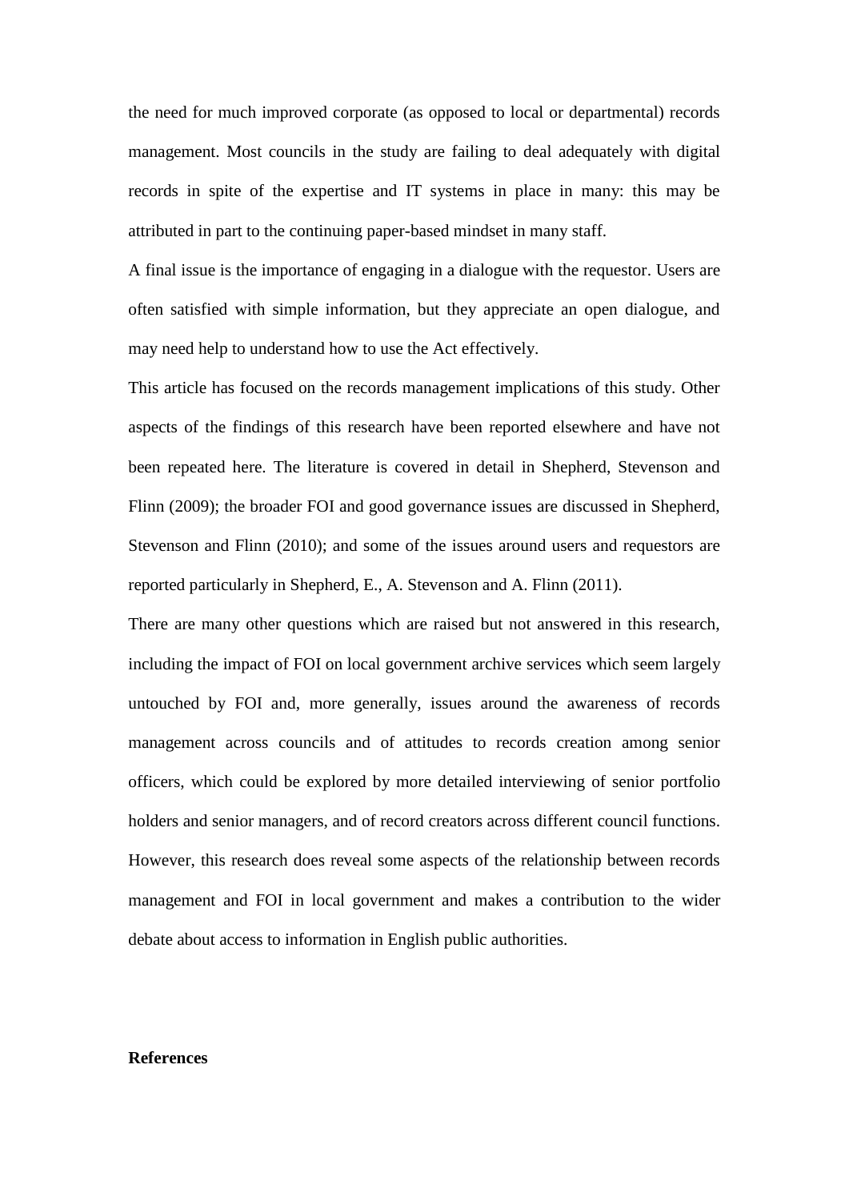the need for much improved corporate (as opposed to local or departmental) records management. Most councils in the study are failing to deal adequately with digital records in spite of the expertise and IT systems in place in many: this may be attributed in part to the continuing paper-based mindset in many staff.

A final issue is the importance of engaging in a dialogue with the requestor. Users are often satisfied with simple information, but they appreciate an open dialogue, and may need help to understand how to use the Act effectively.

This article has focused on the records management implications of this study. Other aspects of the findings of this research have been reported elsewhere and have not been repeated here. The literature is covered in detail in Shepherd, Stevenson and Flinn (2009); the broader FOI and good governance issues are discussed in Shepherd, Stevenson and Flinn (2010); and some of the issues around users and requestors are reported particularly in Shepherd, E., A. Stevenson and A. Flinn (2011).

There are many other questions which are raised but not answered in this research, including the impact of FOI on local government archive services which seem largely untouched by FOI and, more generally, issues around the awareness of records management across councils and of attitudes to records creation among senior officers, which could be explored by more detailed interviewing of senior portfolio holders and senior managers, and of record creators across different council functions. However, this research does reveal some aspects of the relationship between records management and FOI in local government and makes a contribution to the wider debate about access to information in English public authorities.

**References**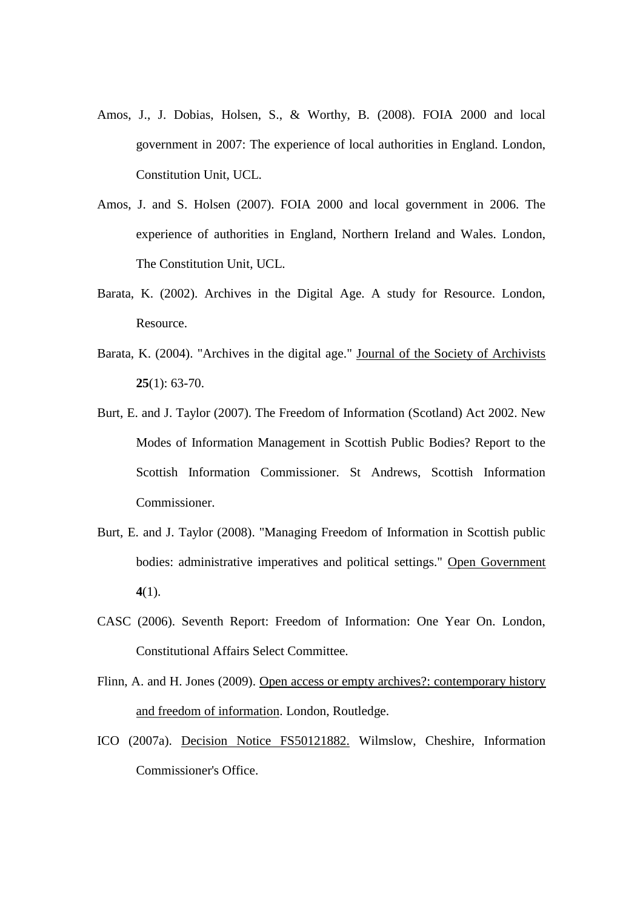Amos, J., J. Dobias, Holsen, S., & Worthy, B. (2008). FOIA 2000 and local government in 2007: The experience of local authorities in England. London, Constitution Unit, UCL.

Amos, J. and S. Holsen (2007). FOIA 2000 and local government in 2006. The experience of authorities in England, Northern Ireland and Wales. London, The Constitution Unit, UCL.

Barata, K. (2002). Archives in the Digital Age. A study for Resource. London, Resource.

Barata, K. (2004). "Archives in the digital age." Journal of the Society of Archivists **25**(1): 63-70.

Burt, E. and J. Taylor (2007). The Freedom of Information (Scotland) Act 2002. New Modes of Information Management in Scottish Public Bodies? Report to the Scottish Information Commissioner. St Andrews, Scottish Information Commissioner.

Burt, E. and J. Taylor (2008). "Managing Freedom of Information in Scottish public bodies: administrative imperatives and political settings." Open Government **4**(1).

CASC (2006). Seventh Report: Freedom of Information: One Year On. London, Constitutional Affairs Select Committee.

Flinn, A. and H. Jones (2009). Open access or empty archives?: contemporary history and freedom of information. London, Routledge.

ICO (2007a). Decision Notice FS50121882. Wilmslow, Cheshire, Information Commissioner's Office.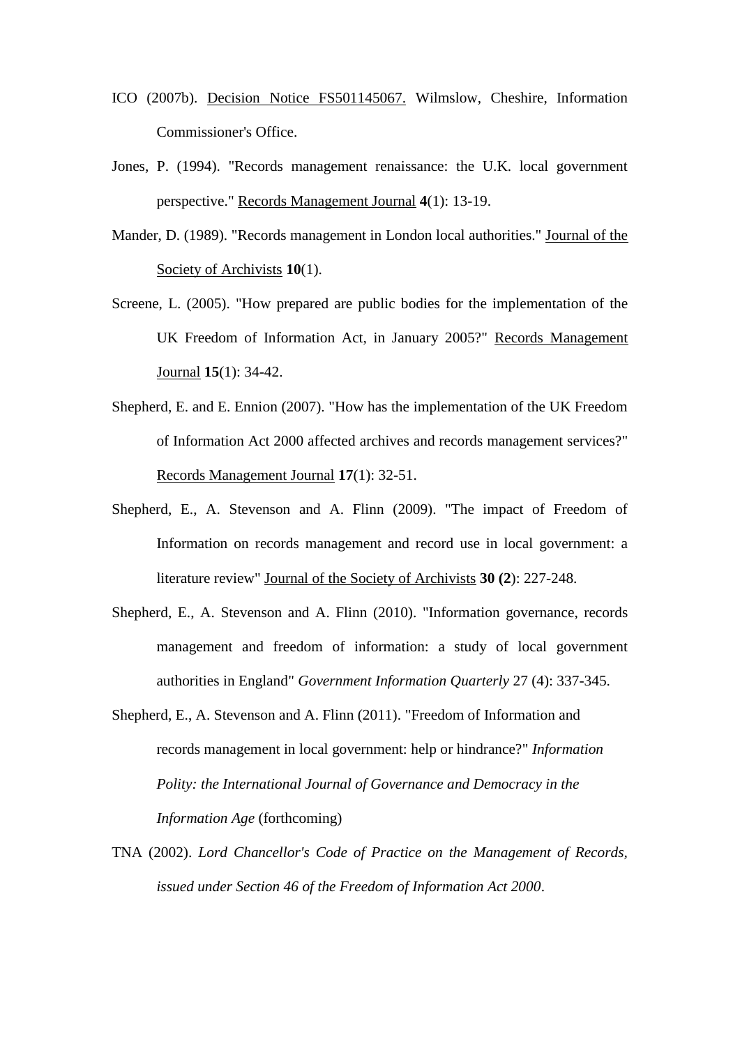ICO (2007b). Decision Notice FS501145067. Wilmslow, Cheshire, Information Commissioner's Office.

Jones, P. (1994). "Records management renaissance: the U.K. local government perspective." Records Management Journal **4**(1): 13-19.

Mander, D. (1989). "Records management in London local authorities." Journal of the Society of Archivists **10**(1).

Screene, L. (2005). "How prepared are public bodies for the implementation of the UK Freedom of Information Act, in January 2005?" Records Management Journal **15**(1): 34-42.

Shepherd, E. and E. Ennion (2007). "How has the implementation of the UK Freedom of Information Act 2000 affected archives and records management services?" Records Management Journal **17**(1): 32-51.

Shepherd, E., A. Stevenson and A. Flinn (2009). "The impact of Freedom of Information on records management and record use in local government: a literature review" Journal of the Society of Archivists **30 (2**): 227-248.

Shepherd, E., A. Stevenson and A. Flinn (2010). "Information governance, records management and freedom of information: a study of local government authorities in England" *Government Information Quarterly* 27 (4): 337-345.

Shepherd, E., A. Stevenson and A. Flinn (2011). "Freedom of Information and records management in local government: help or hindrance?" *Information Polity: the International Journal of Governance and Democracy in the Information Age* (forthcoming)

TNA (2002). *Lord Chancellor's Code of Practice on the Management of Records, issued under Section 46 of the Freedom of Information Act 2000*.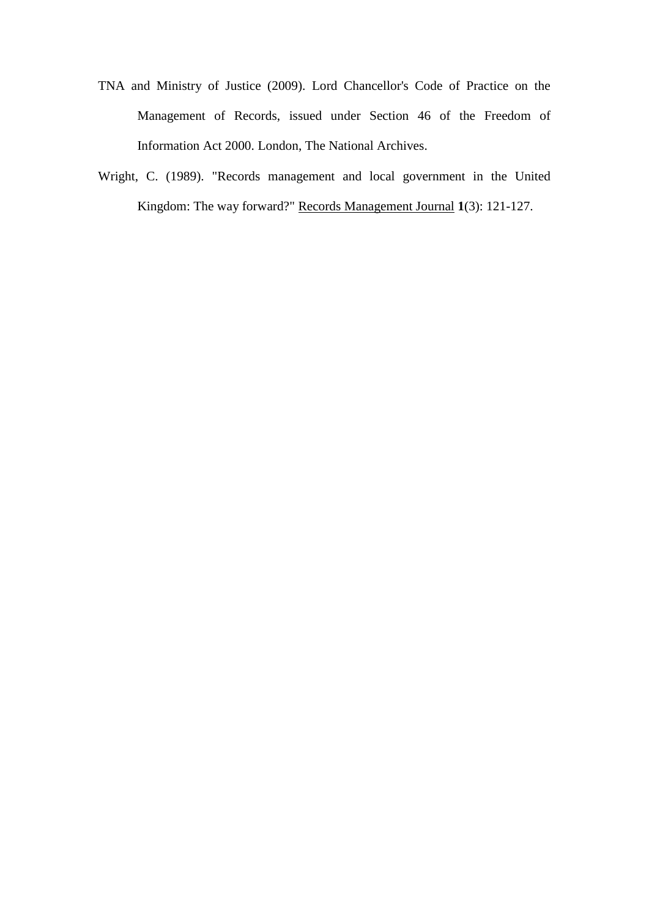TNA and Ministry of Justice (2009). Lord Chancellor's Code of Practice on the Management of Records, issued under Section 46 of the Freedom of Information Act 2000. London, The National Archives.

Wright, C. (1989). "Records management and local government in the United Kingdom: The way forward?" Records Management Journal **1**(3): 121-127.